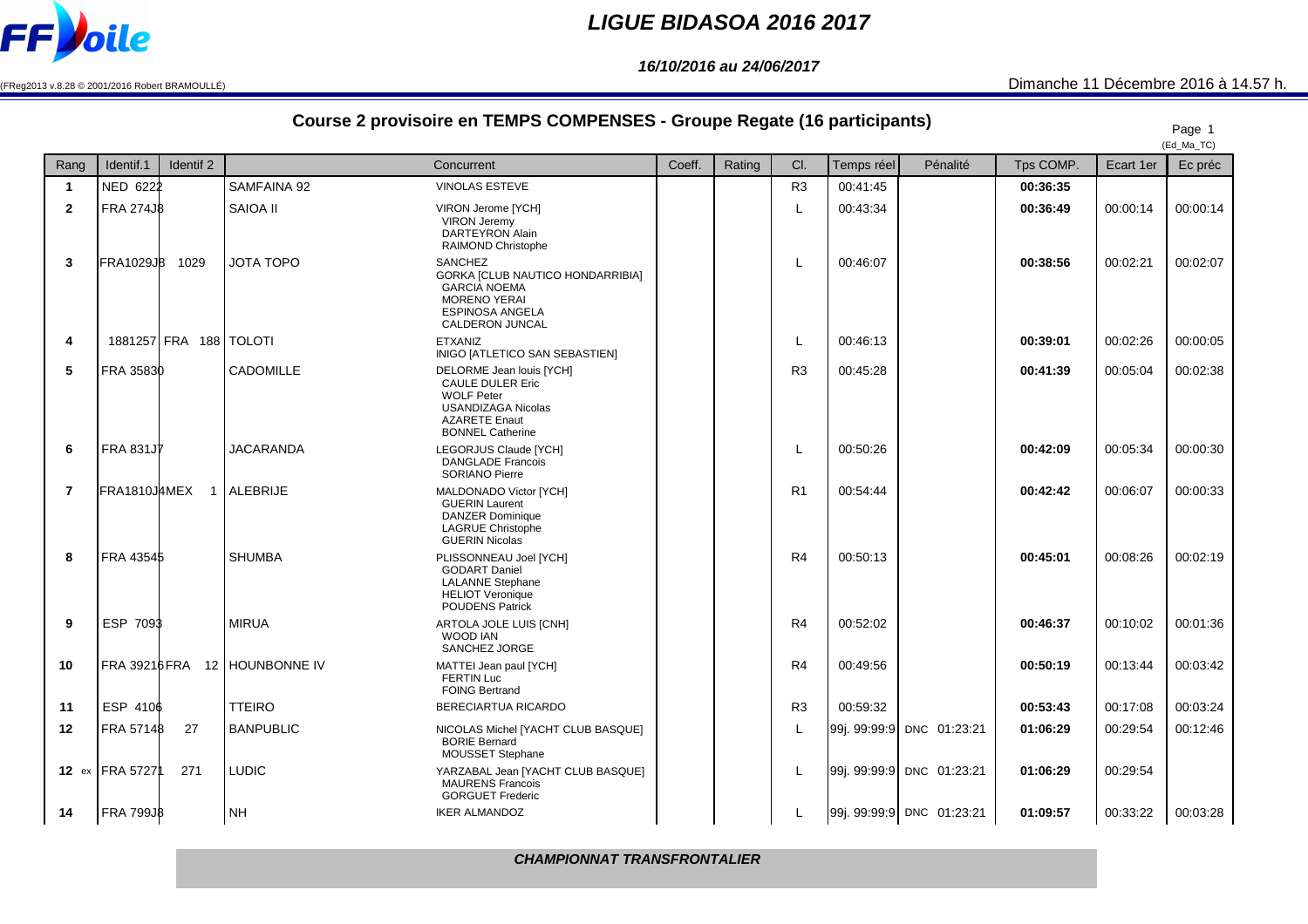# LIGUE BIDASOA 2016 2017

*16/10/2016 au 24/06/2017*

(FReg2013 v.8.28 © 2001/2016 Robert BRAMOULLÉ)

Dimanche 11 Décembre 2016 à 14.57 h.

## Course 2 provisoire en TEMPS COMPENSES - Groupe Regate (16 participants)

(Ed_Ma_TC)

| Rang | Identif.1 | Identif 2 | Concurrent | | Coeff. | Rating | Cl. | Temps réel | Pénalité | Tps COMP. | Ecart 1er | Ec préc |
|---|---|---|---|---|---|---|---|---|---|---|---|---|
| **1** | NED 6222 | | SAMFAINA 92 | VINOLAS ESTEVE | | | R3 | 00:41:45 | | **00:36:35** | | |
| **2** | FRA 274J8 | | SAIOA II | VIRON Jerome [YCH] VIRON Jeremy DARTEYRON Alain RAIMOND Christophe | | | L | 00:43:34 | | **00:36:49** | 00:00:14 | 00:00:14 |
| **3** | FRA1029J8 | 1029 | JOTA TOPO | SANCHEZ GORKA [CLUB NAUTICO HONDARRIBIA] GARCIA NOEMA MORENO YERAI ESPINOSA ANGELA CALDERON JUNCAL | | | L | 00:46:07 | | **00:38:56** | 00:02:21 | 00:02:07 |
| **4** | 1881257 | FRA 188 | TOLOTI | ETXANIZ INIGO [ATLETICO SAN SEBASTIEN] | | | L | 00:46:13 | | **00:39:01** | 00:02:26 | 00:00:05 |
| **5** | FRA 35830 | | CADOMILLE | DELORME Jean louis [YCH] CAULE DULER Eric WOLF Peter USANDIZAGA Nicolas AZARETE Enaut BONNEL Catherine | | | R3 | 00:45:28 | | **00:41:39** | 00:05:04 | 00:02:38 |
| **6** | FRA 831J7 | | JACARANDA | LEGORJUS Claude [YCH] DANGLADE Francois SORIANO Pierre | | | L | 00:50:26 | | **00:42:09** | 00:05:34 | 00:00:30 |
| **7** | FRA1810J4 | MEX 1 | ALEBRIJE | MALDONADO Victor [YCH] GUERIN Laurent DANZER Dominique LAGRUE Christophe GUERIN Nicolas | | | R1 | 00:54:44 | | **00:42:42** | 00:06:07 | 00:00:33 |
| **8** | FRA 43545 | | SHUMBA | PLISSONNEAU Joel [YCH] GODART Daniel LALANNE Stephane HELIOT Veronique POUDENS Patrick | | | R4 | 00:50:13 | | **00:45:01** | 00:08:26 | 00:02:19 |
| **9** | ESP 7093 | | MIRUA | ARTOLA JOLE LUIS [CNH] WOOD IAN SANCHEZ JORGE | | | R4 | 00:52:02 | | **00:46:37** | 00:10:02 | 00:01:36 |
| **10** | FRA 39216 | FRA 12 | HOUNBONNE IV | MATTEI Jean paul [YCH] FERTIN Luc FOING Bertrand | | | R4 | 00:49:56 | | **00:50:19** | 00:13:44 | 00:03:42 |
| **11** | ESP 4106 | | TTEIRO | BERECIARTUA RICARDO | | | R3 | 00:59:32 | | **00:53:43** | 00:17:08 | 00:03:24 |
| **12** | FRA 57148 | 27 | BANPUBLIC | NICOLAS Michel [YACHT CLUB BASQUE] BORIE Bernard MOUSSET Stephane | | | L | 99j. 99:99:9 | DNC 01:23:21 | **01:06:29** | 00:29:54 | 00:12:46 |
| **12** ex | FRA 57271 | 271 | LUDIC | YARZABAL Jean [YACHT CLUB BASQUE] MAURENS Francois GORGUET Frederic | | | L | 99j. 99:99:9 | DNC 01:23:21 | **01:06:29** | 00:29:54 | |
| **14** | FRA 799J8 | | NH | IKER ALMANDOZ | | | L | 99j. 99:99:9 | DNC 01:23:21 | **01:09:57** | 00:33:22 | 00:03:28 |

***CHAMPIONNAT TRANSFRONTALIER***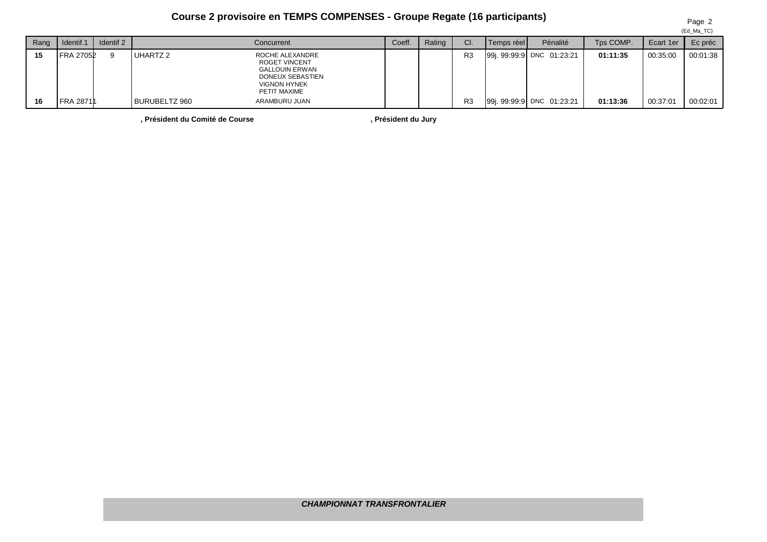# Course 2 provisoire en TEMPS COMPENSES - Groupe Regate (16 participants)

(Ed_Ma_TC)

| Rang | Identif.1 | Identif 2 | Concurrent | | Coeff. | Rating | Cl. | Temps réel | Pénalité | Tps COMP. | Ecart 1er | Ec préc |
|---|---|---|---|---|---|---|---|---|---|---|---|---|
| **15** | FRA 27052 | 9 | UHARTZ 2 | ROCHE ALEXANDRE<br>ROGET VINCENT<br>GALLOUIN ERWAN<br>DONEUX SEBASTIEN<br>VIGNON HYNEK<br>PETIT MAXIME | | | R3 | 99j. 99:99:9 | DNC 01:23:21 | **01:11:35** | 00:35:00 | 00:01:38 |
| **16** | FRA 28711 | | BURUBELTZ 960 | ARAMBURU JUAN | | | R3 | 99j. 99:99:9 | DNC 01:23:21 | **01:13:36** | 00:37:01 | 00:02:01 |

**, Président du Comité de Course** **, Président du Jury**

***CHAMPIONNAT TRANSFRONTALIER***